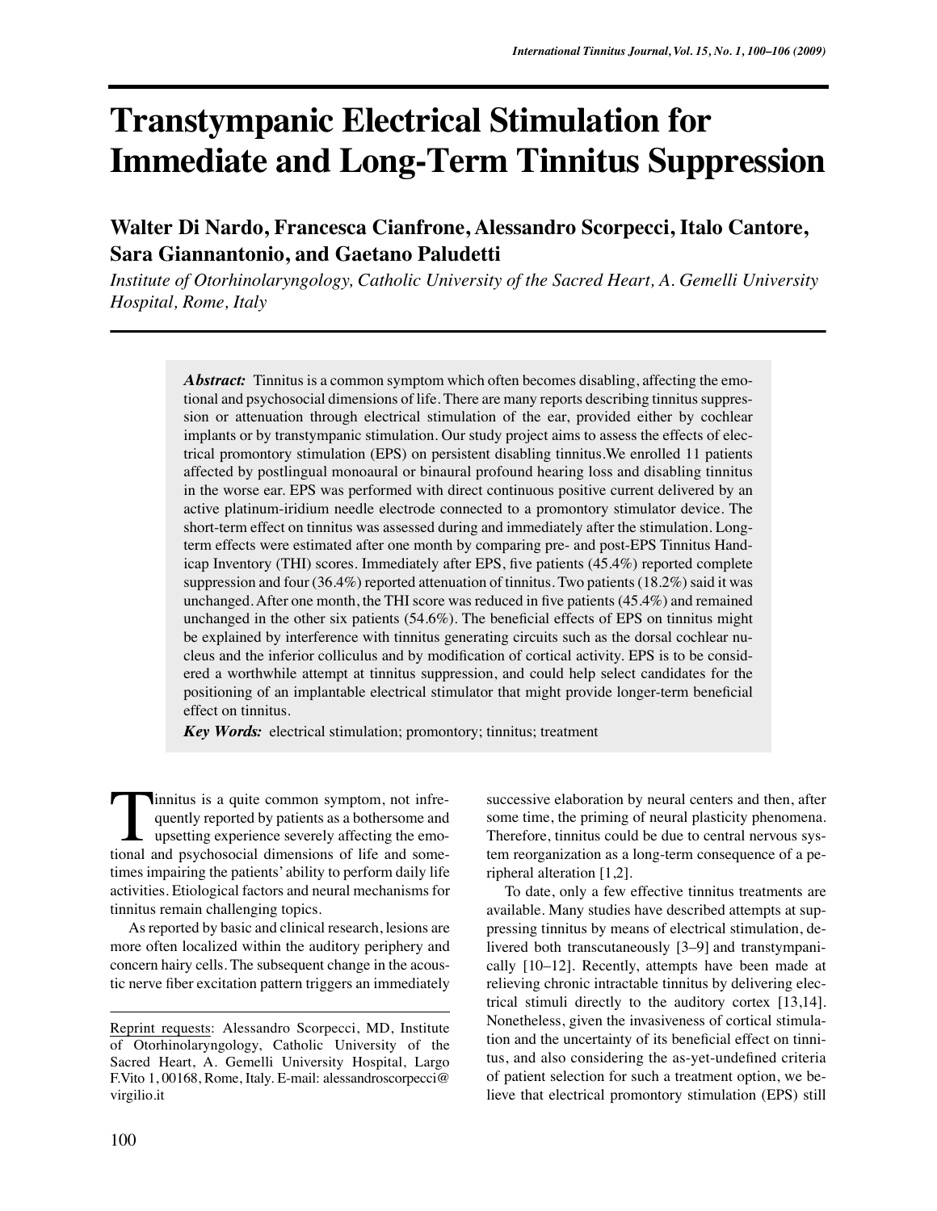# Transtympanic Electrical Stimulation for Immediate and Long-Term Tinnitus Suppression

**Walter Di Nardo, Francesca Cianfrone, Alessandro Scorpecci, Italo Cantore, Sara Giannantonio, and Gaetano Paludetti**

*Institute of Otorhinolaryngology, Catholic University of the Sacred Heart, A. Gemelli University Hospital, Rome, Italy*

***Abstract:*** Tinnitus is a common symptom which often becomes disabling, affecting the emotional and psychosocial dimensions of life. There are many reports describing tinnitus suppression or attenuation through electrical stimulation of the ear, provided either by cochlear implants or by transtympanic stimulation. Our study project aims to assess the effects of electrical promontory stimulation (EPS) on persistent disabling tinnitus. We enrolled 11 patients affected by postlingual monoaural or binaural profound hearing loss and disabling tinnitus in the worse ear. EPS was performed with direct continuous positive current delivered by an active platinum-iridium needle electrode connected to a promontory stimulator device. The short-term effect on tinnitus was assessed during and immediately after the stimulation. Long-term effects were estimated after one month by comparing pre- and post-EPS Tinnitus Handicap Inventory (THI) scores. Immediately after EPS, five patients (45.4%) reported complete suppression and four (36.4%) reported attenuation of tinnitus. Two patients (18.2%) said it was unchanged. After one month, the THI score was reduced in five patients (45.4%) and remained unchanged in the other six patients (54.6%). The beneficial effects of EPS on tinnitus might be explained by interference with tinnitus generating circuits such as the dorsal cochlear nucleus and the inferior colliculus and by modification of cortical activity. EPS is to be considered a worthwhile attempt at tinnitus suppression, and could help select candidates for the positioning of an implantable electrical stimulator that might provide longer-term beneficial effect on tinnitus.

***Key Words:*** electrical stimulation; promontory; tinnitus; treatment

Tinnitus is a quite common symptom, not infrequently reported by patients as a bothersome and upsetting experience severely affecting the emotional and psychosocial dimensions of life and sometimes impairing the patients' ability to perform daily life activities. Etiological factors and neural mechanisms for tinnitus remain challenging topics.

As reported by basic and clinical research, lesions are more often localized within the auditory periphery and concern hairy cells. The subsequent change in the acoustic nerve fiber excitation pattern triggers an immediately successive elaboration by neural centers and then, after some time, the priming of neural plasticity phenomena. Therefore, tinnitus could be due to central nervous system reorganization as a long-term consequence of a peripheral alteration [1,2].

To date, only a few effective tinnitus treatments are available. Many studies have described attempts at suppressing tinnitus by means of electrical stimulation, delivered both transcutaneously [3–9] and transtympanically [10–12]. Recently, attempts have been made at relieving chronic intractable tinnitus by delivering electrical stimuli directly to the auditory cortex [13,14]. Nonetheless, given the invasiveness of cortical stimulation and the uncertainty of its beneficial effect on tinnitus, and also considering the as-yet-undefined criteria of patient selection for such a treatment option, we believe that electrical promontory stimulation (EPS) still

Reprint requests: Alessandro Scorpecci, MD, Institute of Otorhinolaryngology, Catholic University of the Sacred Heart, A. Gemelli University Hospital, Largo F.Vito 1, 00168, Rome, Italy. E-mail: alessandroscorpecci@virgilio.it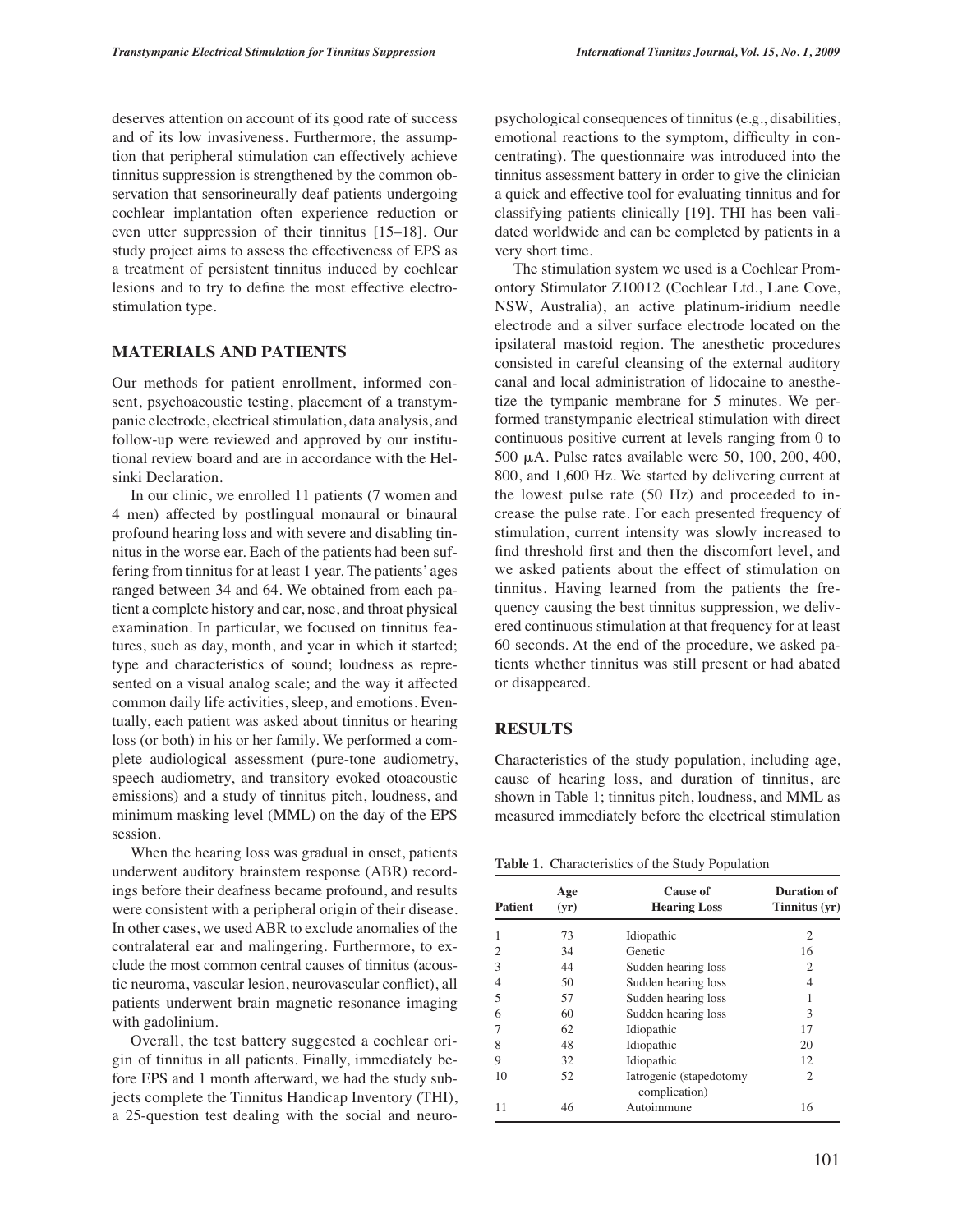deserves attention on account of its good rate of success and of its low invasiveness. Furthermore, the assumption that peripheral stimulation can effectively achieve tinnitus suppression is strengthened by the common observation that sensorineurally deaf patients undergoing cochlear implantation often experience reduction or even utter suppression of their tinnitus [15–18]. Our study project aims to assess the effectiveness of EPS as a treatment of persistent tinnitus induced by cochlear lesions and to try to define the most effective electrostimulation type.

## MATERIALS AND PATIENTS

Our methods for patient enrollment, informed consent, psychoacoustic testing, placement of a transtympanic electrode, electrical stimulation, data analysis, and follow-up were reviewed and approved by our institutional review board and are in accordance with the Helsinki Declaration.

In our clinic, we enrolled 11 patients (7 women and 4 men) affected by postlingual monaural or binaural profound hearing loss and with severe and disabling tinnitus in the worse ear. Each of the patients had been suffering from tinnitus for at least 1 year. The patients' ages ranged between 34 and 64. We obtained from each patient a complete history and ear, nose, and throat physical examination. In particular, we focused on tinnitus features, such as day, month, and year in which it started; type and characteristics of sound; loudness as represented on a visual analog scale; and the way it affected common daily life activities, sleep, and emotions. Eventually, each patient was asked about tinnitus or hearing loss (or both) in his or her family. We performed a complete audiological assessment (pure-tone audiometry, speech audiometry, and transitory evoked otoacoustic emissions) and a study of tinnitus pitch, loudness, and minimum masking level (MML) on the day of the EPS session.

When the hearing loss was gradual in onset, patients underwent auditory brainstem response (ABR) recordings before their deafness became profound, and results were consistent with a peripheral origin of their disease. In other cases, we used ABR to exclude anomalies of the contralateral ear and malingering. Furthermore, to exclude the most common central causes of tinnitus (acoustic neuroma, vascular lesion, neurovascular conflict), all patients underwent brain magnetic resonance imaging with gadolinium.

Overall, the test battery suggested a cochlear origin of tinnitus in all patients. Finally, immediately before EPS and 1 month afterward, we had the study subjects complete the Tinnitus Handicap Inventory (THI), a 25-question test dealing with the social and neuropsychological consequences of tinnitus (e.g., disabilities, emotional reactions to the symptom, difficulty in concentrating). The questionnaire was introduced into the tinnitus assessment battery in order to give the clinician a quick and effective tool for evaluating tinnitus and for classifying patients clinically [19]. THI has been validated worldwide and can be completed by patients in a very short time.

The stimulation system we used is a Cochlear Promontory Stimulator Z10012 (Cochlear Ltd., Lane Cove, NSW, Australia), an active platinum-iridium needle electrode and a silver surface electrode located on the ipsilateral mastoid region. The anesthetic procedures consisted in careful cleansing of the external auditory canal and local administration of lidocaine to anesthetize the tympanic membrane for 5 minutes. We performed transtympanic electrical stimulation with direct continuous positive current at levels ranging from 0 to 500 μA. Pulse rates available were 50, 100, 200, 400, 800, and 1,600 Hz. We started by delivering current at the lowest pulse rate (50 Hz) and proceeded to increase the pulse rate. For each presented frequency of stimulation, current intensity was slowly increased to find threshold first and then the discomfort level, and we asked patients about the effect of stimulation on tinnitus. Having learned from the patients the frequency causing the best tinnitus suppression, we delivered continuous stimulation at that frequency for at least 60 seconds. At the end of the procedure, we asked patients whether tinnitus was still present or had abated or disappeared.

## RESULTS

Characteristics of the study population, including age, cause of hearing loss, and duration of tinnitus, are shown in Table 1; tinnitus pitch, loudness, and MML as measured immediately before the electrical stimulation

**Table 1.** Characteristics of the Study Population

| Patient | Age (yr) | Cause of Hearing Loss | Duration of Tinnitus (yr) |
|---|---|---|---|
| 1 | 73 | Idiopathic | 2 |
| 2 | 34 | Genetic | 16 |
| 3 | 44 | Sudden hearing loss | 2 |
| 4 | 50 | Sudden hearing loss | 4 |
| 5 | 57 | Sudden hearing loss | 1 |
| 6 | 60 | Sudden hearing loss | 3 |
| 7 | 62 | Idiopathic | 17 |
| 8 | 48 | Idiopathic | 20 |
| 9 | 32 | Idiopathic | 12 |
| 10 | 52 | Iatrogenic (stapedotomy complication) | 2 |
| 11 | 46 | Autoimmune | 16 |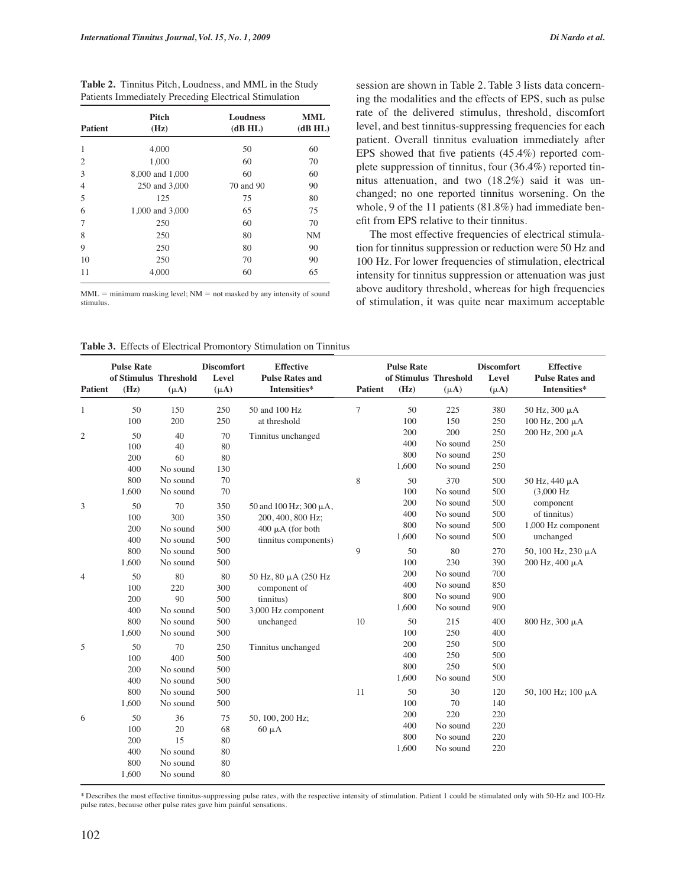**Table 2.** Tinnitus Pitch, Loudness, and MML in the Study Patients Immediately Preceding Electrical Stimulation

| Patient | Pitch (Hz) | Loudness (dB HL) | MML (dB HL) |
|---|---|---|---|
| 1 | 4,000 | 50 | 60 |
| 2 | 1,000 | 60 | 70 |
| 3 | 8,000 and 1,000 | 60 | 60 |
| 4 | 250 and 3,000 | 70 and 90 | 90 |
| 5 | 125 | 75 | 80 |
| 6 | 1,000 and 3,000 | 65 | 75 |
| 7 | 250 | 60 | 70 |
| 8 | 250 | 80 | NM |
| 9 | 250 | 80 | 90 |
| 10 | 250 | 70 | 90 |
| 11 | 4,000 | 60 | 65 |

MML = minimum masking level; NM = not masked by any intensity of sound stimulus.

session are shown in Table 2. Table 3 lists data concerning the modalities and the effects of EPS, such as pulse rate of the delivered stimulus, threshold, discomfort level, and best tinnitus-suppressing frequencies for each patient. Overall tinnitus evaluation immediately after EPS showed that five patients (45.4%) reported complete suppression of tinnitus, four (36.4%) reported tinnitus attenuation, and two (18.2%) said it was unchanged; no one reported tinnitus worsening. On the whole, 9 of the 11 patients (81.8%) had immediate benefit from EPS relative to their tinnitus.

The most effective frequencies of electrical stimulation for tinnitus suppression or reduction were 50 Hz and 100 Hz. For lower frequencies of stimulation, electrical intensity for tinnitus suppression or attenuation was just above auditory threshold, whereas for high frequencies of stimulation, it was quite near maximum acceptable

**Table 3.** Effects of Electrical Promontory Stimulation on Tinnitus

| Patient | Pulse Rate of Stimulus (Hz) | Threshold (μA) | Discomfort Level (μA) | Effective Pulse Rates and Intensities* |
|---|---|---|---|---|
| 1 | 50 | 150 | 250 | 50 and 100 Hz at threshold |
| | 100 | 200 | 250 | |
| 2 | 50 | 40 | 70 | Tinnitus unchanged |
| | 100 | 40 | 80 | |
| | 200 | 60 | 80 | |
| | 400 | No sound | 130 | |
| | 800 | No sound | 70 | |
| | 1,600 | No sound | 70 | |
| 3 | 50 | 70 | 350 | 50 and 100 Hz; 300 μA, 200, 400, 800 Hz; 400 μA (for both tinnitus components) |
| | 100 | 300 | 350 | |
| | 200 | No sound | 500 | |
| | 400 | No sound | 500 | |
| | 800 | No sound | 500 | |
| | 1,600 | No sound | 500 | |
| 4 | 50 | 80 | 80 | 50 Hz, 80 μA (250 Hz component of tinnitus) 3,000 Hz component unchanged |
| | 100 | 220 | 300 | |
| | 200 | 90 | 500 | |
| | 400 | No sound | 500 | |
| | 800 | No sound | 500 | |
| | 1,600 | No sound | 500 | |
| 5 | 50 | 70 | 250 | Tinnitus unchanged |
| | 100 | 400 | 500 | |
| | 200 | No sound | 500 | |
| | 400 | No sound | 500 | |
| | 800 | No sound | 500 | |
| | 1,600 | No sound | 500 | |
| 6 | 50 | 36 | 75 | 50, 100, 200 Hz; 60 μA |
| | 100 | 20 | 68 | |
| | 200 | 15 | 80 | |
| | 400 | No sound | 80 | |
| | 800 | No sound | 80 | |
| | 1,600 | No sound | 80 | |
| 7 | 50 | 225 | 380 | 50 Hz, 300 μA 100 Hz, 200 μA 200 Hz, 200 μA |
| | 100 | 150 | 250 | |
| | 200 | 200 | 250 | |
| | 400 | No sound | 250 | |
| | 800 | No sound | 250 | |
| | 1,600 | No sound | 250 | |
| 8 | 50 | 370 | 500 | 50 Hz, 440 μA (3,000 Hz component of tinnitus) 1,000 Hz component unchanged |
| | 100 | No sound | 500 | |
| | 200 | No sound | 500 | |
| | 400 | No sound | 500 | |
| | 800 | No sound | 500 | |
| | 1,600 | No sound | 500 | |
| 9 | 50 | 80 | 270 | 50, 100 Hz, 230 μA 200 Hz, 400 μA |
| | 100 | 230 | 390 | |
| | 200 | No sound | 700 | |
| | 400 | No sound | 850 | |
| | 800 | No sound | 900 | |
| | 1,600 | No sound | 900 | |
| 10 | 50 | 215 | 400 | 800 Hz, 300 μA |
| | 100 | 250 | 400 | |
| | 200 | 250 | 500 | |
| | 400 | 250 | 500 | |
| | 800 | 250 | 500 | |
| | 1,600 | No sound | 500 | |
| 11 | 50 | 30 | 120 | 50, 100 Hz; 100 μA |
| | 100 | 70 | 140 | |
| | 200 | 220 | 220 | |
| | 400 | No sound | 220 | |
| | 800 | No sound | 220 | |
| | 1,600 | No sound | 220 | |

*Describes the most effective tinnitus-suppressing pulse rates, with the respective intensity of stimulation. Patient 1 could be stimulated only with 50-Hz and 100-Hz pulse rates, because other pulse rates gave him painful sensations.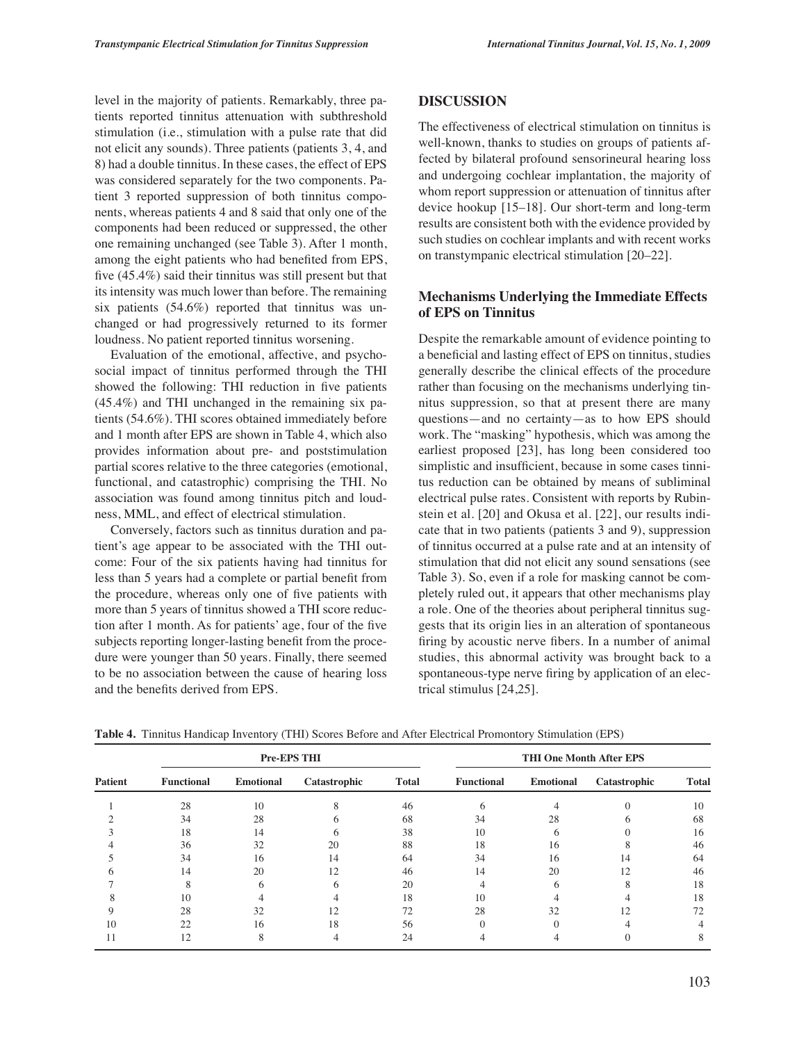level in the majority of patients. Remarkably, three patients reported tinnitus attenuation with subthreshold stimulation (i.e., stimulation with a pulse rate that did not elicit any sounds). Three patients (patients 3, 4, and 8) had a double tinnitus. In these cases, the effect of EPS was considered separately for the two components. Patient 3 reported suppression of both tinnitus components, whereas patients 4 and 8 said that only one of the components had been reduced or suppressed, the other one remaining unchanged (see Table 3). After 1 month, among the eight patients who had benefited from EPS, five (45.4%) said their tinnitus was still present but that its intensity was much lower than before. The remaining six patients (54.6%) reported that tinnitus was unchanged or had progressively returned to its former loudness. No patient reported tinnitus worsening.

Evaluation of the emotional, affective, and psychosocial impact of tinnitus performed through the THI showed the following: THI reduction in five patients (45.4%) and THI unchanged in the remaining six patients (54.6%). THI scores obtained immediately before and 1 month after EPS are shown in Table 4, which also provides information about pre- and poststimulation partial scores relative to the three categories (emotional, functional, and catastrophic) comprising the THI. No association was found among tinnitus pitch and loudness, MML, and effect of electrical stimulation.

Conversely, factors such as tinnitus duration and patient's age appear to be associated with the THI outcome: Four of the six patients having had tinnitus for less than 5 years had a complete or partial benefit from the procedure, whereas only one of five patients with more than 5 years of tinnitus showed a THI score reduction after 1 month. As for patients' age, four of the five subjects reporting longer-lasting benefit from the procedure were younger than 50 years. Finally, there seemed to be no association between the cause of hearing loss and the benefits derived from EPS.

## DISCUSSION

The effectiveness of electrical stimulation on tinnitus is well-known, thanks to studies on groups of patients affected by bilateral profound sensorineural hearing loss and undergoing cochlear implantation, the majority of whom report suppression or attenuation of tinnitus after device hookup [15–18]. Our short-term and long-term results are consistent both with the evidence provided by such studies on cochlear implants and with recent works on transtympanic electrical stimulation [20–22].

### Mechanisms Underlying the Immediate Effects of EPS on Tinnitus

Despite the remarkable amount of evidence pointing to a beneficial and lasting effect of EPS on tinnitus, studies generally describe the clinical effects of the procedure rather than focusing on the mechanisms underlying tinnitus suppression, so that at present there are many questions—and no certainty—as to how EPS should work. The "masking" hypothesis, which was among the earliest proposed [23], has long been considered too simplistic and insufficient, because in some cases tinnitus reduction can be obtained by means of subliminal electrical pulse rates. Consistent with reports by Rubinstein et al. [20] and Okusa et al. [22], our results indicate that in two patients (patients 3 and 9), suppression of tinnitus occurred at a pulse rate and at an intensity of stimulation that did not elicit any sound sensations (see Table 3). So, even if a role for masking cannot be completely ruled out, it appears that other mechanisms play a role. One of the theories about peripheral tinnitus suggests that its origin lies in an alteration of spontaneous firing by acoustic nerve fibers. In a number of animal studies, this abnormal activity was brought back to a spontaneous-type nerve firing by application of an electrical stimulus [24,25].

**Table 4.** Tinnitus Handicap Inventory (THI) Scores Before and After Electrical Promontory Stimulation (EPS)

| | Pre-EPS THI | | | | THI One Month After EPS | | | |
|---|---|---|---|---|---|---|---|---|
| Patient | Functional | Emotional | Catastrophic | Total | Functional | Emotional | Catastrophic | Total |
| 1 | 28 | 10 | 8 | 46 | 6 | 4 | 0 | 10 |
| 2 | 34 | 28 | 6 | 68 | 34 | 28 | 6 | 68 |
| 3 | 18 | 14 | 6 | 38 | 10 | 6 | 0 | 16 |
| 4 | 36 | 32 | 20 | 88 | 18 | 16 | 8 | 46 |
| 5 | 34 | 16 | 14 | 64 | 34 | 16 | 14 | 64 |
| 6 | 14 | 20 | 12 | 46 | 14 | 20 | 12 | 46 |
| 7 | 8 | 6 | 6 | 20 | 4 | 6 | 8 | 18 |
| 8 | 10 | 4 | 4 | 18 | 10 | 4 | 4 | 18 |
| 9 | 28 | 32 | 12 | 72 | 28 | 32 | 12 | 72 |
| 10 | 22 | 16 | 18 | 56 | 0 | 0 | 4 | 4 |
| 11 | 12 | 8 | 4 | 24 | 4 | 4 | 0 | 8 |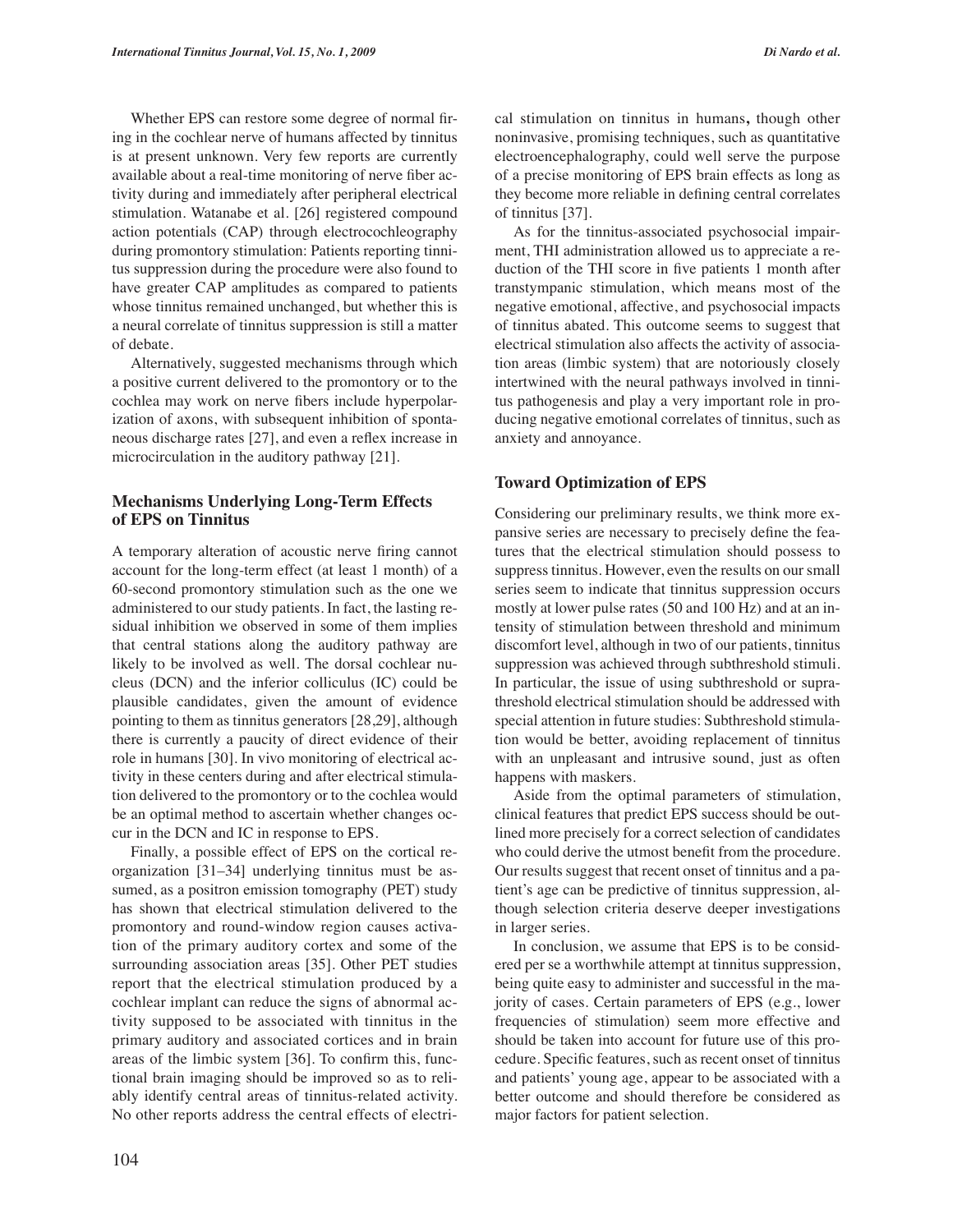Whether EPS can restore some degree of normal firing in the cochlear nerve of humans affected by tinnitus is at present unknown. Very few reports are currently available about a real-time monitoring of nerve fiber activity during and immediately after peripheral electrical stimulation. Watanabe et al. [26] registered compound action potentials (CAP) through electrocochleography during promontory stimulation: Patients reporting tinnitus suppression during the procedure were also found to have greater CAP amplitudes as compared to patients whose tinnitus remained unchanged, but whether this is a neural correlate of tinnitus suppression is still a matter of debate.

Alternatively, suggested mechanisms through which a positive current delivered to the promontory or to the cochlea may work on nerve fibers include hyperpolarization of axons, with subsequent inhibition of spontaneous discharge rates [27], and even a reflex increase in microcirculation in the auditory pathway [21].

## Mechanisms Underlying Long-Term Effects of EPS on Tinnitus

A temporary alteration of acoustic nerve firing cannot account for the long-term effect (at least 1 month) of a 60-second promontory stimulation such as the one we administered to our study patients. In fact, the lasting residual inhibition we observed in some of them implies that central stations along the auditory pathway are likely to be involved as well. The dorsal cochlear nucleus (DCN) and the inferior colliculus (IC) could be plausible candidates, given the amount of evidence pointing to them as tinnitus generators [28,29], although there is currently a paucity of direct evidence of their role in humans [30]. In vivo monitoring of electrical activity in these centers during and after electrical stimulation delivered to the promontory or to the cochlea would be an optimal method to ascertain whether changes occur in the DCN and IC in response to EPS.

Finally, a possible effect of EPS on the cortical reorganization [31–34] underlying tinnitus must be assumed, as a positron emission tomography (PET) study has shown that electrical stimulation delivered to the promontory and round-window region causes activation of the primary auditory cortex and some of the surrounding association areas [35]. Other PET studies report that the electrical stimulation produced by a cochlear implant can reduce the signs of abnormal activity supposed to be associated with tinnitus in the primary auditory and associated cortices and in brain areas of the limbic system [36]. To confirm this, functional brain imaging should be improved so as to reliably identify central areas of tinnitus-related activity. No other reports address the central effects of electrical stimulation on tinnitus in humans, though other noninvasive, promising techniques, such as quantitative electroencephalography, could well serve the purpose of a precise monitoring of EPS brain effects as long as they become more reliable in defining central correlates of tinnitus [37].

As for the tinnitus-associated psychosocial impairment, THI administration allowed us to appreciate a reduction of the THI score in five patients 1 month after transtympanic stimulation, which means most of the negative emotional, affective, and psychosocial impacts of tinnitus abated. This outcome seems to suggest that electrical stimulation also affects the activity of association areas (limbic system) that are notoriously closely intertwined with the neural pathways involved in tinnitus pathogenesis and play a very important role in producing negative emotional correlates of tinnitus, such as anxiety and annoyance.

## Toward Optimization of EPS

Considering our preliminary results, we think more expansive series are necessary to precisely define the features that the electrical stimulation should possess to suppress tinnitus. However, even the results on our small series seem to indicate that tinnitus suppression occurs mostly at lower pulse rates (50 and 100 Hz) and at an intensity of stimulation between threshold and minimum discomfort level, although in two of our patients, tinnitus suppression was achieved through subthreshold stimuli. In particular, the issue of using subthreshold or suprathreshold electrical stimulation should be addressed with special attention in future studies: Subthreshold stimulation would be better, avoiding replacement of tinnitus with an unpleasant and intrusive sound, just as often happens with maskers.

Aside from the optimal parameters of stimulation, clinical features that predict EPS success should be outlined more precisely for a correct selection of candidates who could derive the utmost benefit from the procedure. Our results suggest that recent onset of tinnitus and a patient's age can be predictive of tinnitus suppression, although selection criteria deserve deeper investigations in larger series.

In conclusion, we assume that EPS is to be considered per se a worthwhile attempt at tinnitus suppression, being quite easy to administer and successful in the majority of cases. Certain parameters of EPS (e.g., lower frequencies of stimulation) seem more effective and should be taken into account for future use of this procedure. Specific features, such as recent onset of tinnitus and patients' young age, appear to be associated with a better outcome and should therefore be considered as major factors for patient selection.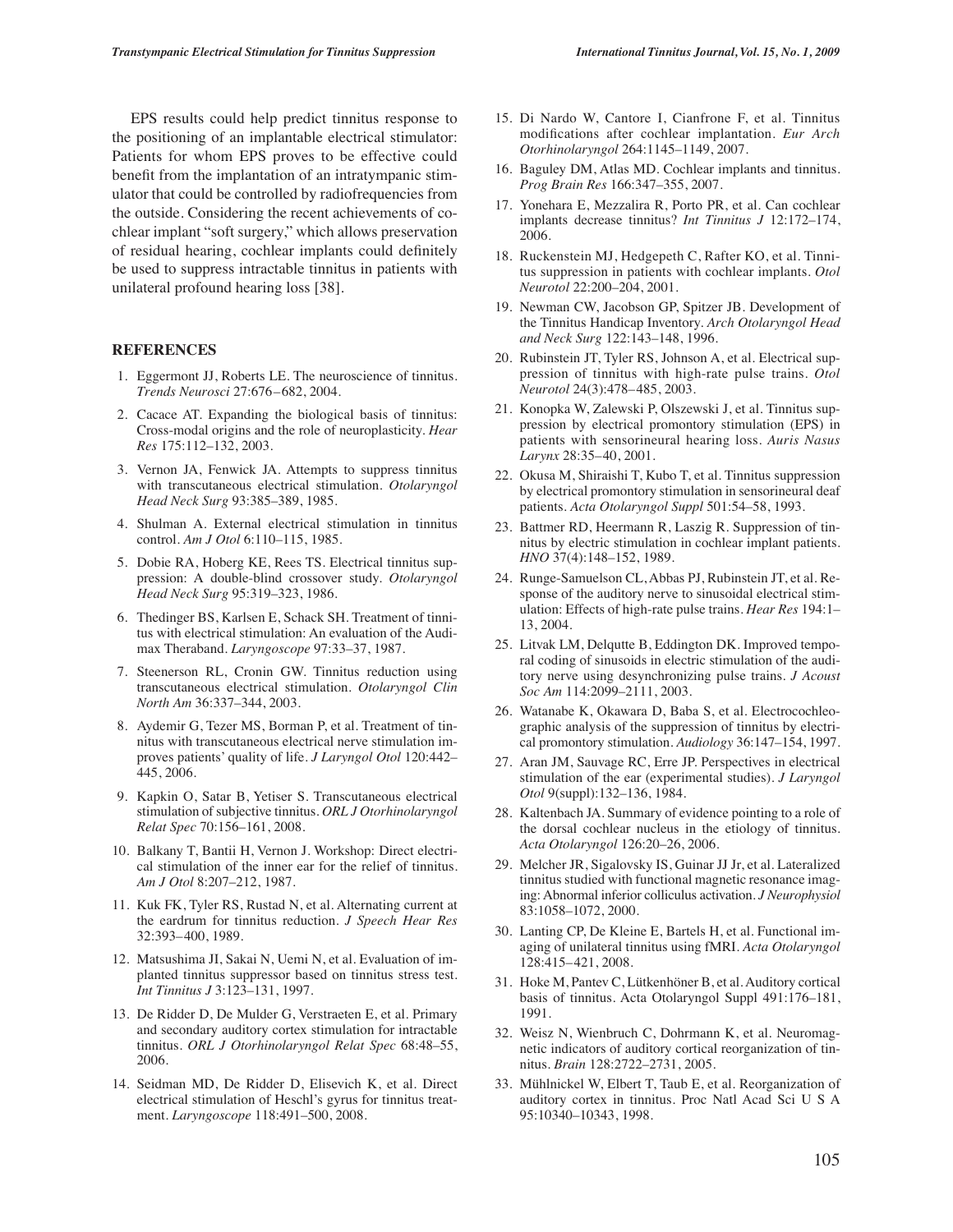EPS results could help predict tinnitus response to the positioning of an implantable electrical stimulator: Patients for whom EPS proves to be effective could benefit from the implantation of an intratympanic stimulator that could be controlled by radiofrequencies from the outside. Considering the recent achievements of cochlear implant "soft surgery," which allows preservation of residual hearing, cochlear implants could definitely be used to suppress intractable tinnitus in patients with unilateral profound hearing loss [38].

## REFERENCES

1. Eggermont JJ, Roberts LE. The neuroscience of tinnitus. *Trends Neurosci* 27:676–682, 2004.
2. Cacace AT. Expanding the biological basis of tinnitus: Cross-modal origins and the role of neuroplasticity. *Hear Res* 175:112–132, 2003.
3. Vernon JA, Fenwick JA. Attempts to suppress tinnitus with transcutaneous electrical stimulation. *Otolaryngol Head Neck Surg* 93:385–389, 1985.
4. Shulman A. External electrical stimulation in tinnitus control. *Am J Otol* 6:110–115, 1985.
5. Dobie RA, Hoberg KE, Rees TS. Electrical tinnitus suppression: A double-blind crossover study. *Otolaryngol Head Neck Surg* 95:319–323, 1986.
6. Thedinger BS, Karlsen E, Schack SH. Treatment of tinnitus with electrical stimulation: An evaluation of the Audimax Theraband. *Laryngoscope* 97:33–37, 1987.
7. Steenerson RL, Cronin GW. Tinnitus reduction using transcutaneous electrical stimulation. *Otolaryngol Clin North Am* 36:337–344, 2003.
8. Aydemir G, Tezer MS, Borman P, et al. Treatment of tinnitus with transcutaneous electrical nerve stimulation improves patients' quality of life. *J Laryngol Otol* 120:442–445, 2006.
9. Kapkin O, Satar B, Yetiser S. Transcutaneous electrical stimulation of subjective tinnitus. *ORL J Otorhinolaryngol Relat Spec* 70:156–161, 2008.
10. Balkany T, Bantii H, Vernon J. Workshop: Direct electrical stimulation of the inner ear for the relief of tinnitus. *Am J Otol* 8:207–212, 1987.
11. Kuk FK, Tyler RS, Rustad N, et al. Alternating current at the eardrum for tinnitus reduction. *J Speech Hear Res* 32:393–400, 1989.
12. Matsushima JI, Sakai N, Uemi N, et al. Evaluation of implanted tinnitus suppressor based on tinnitus stress test. *Int Tinnitus J* 3:123–131, 1997.
13. De Ridder D, De Mulder G, Verstraeten E, et al. Primary and secondary auditory cortex stimulation for intractable tinnitus. *ORL J Otorhinolaryngol Relat Spec* 68:48–55, 2006.
14. Seidman MD, De Ridder D, Elisevich K, et al. Direct electrical stimulation of Heschl's gyrus for tinnitus treatment. *Laryngoscope* 118:491–500, 2008.
15. Di Nardo W, Cantore I, Cianfrone F, et al. Tinnitus modifications after cochlear implantation. *Eur Arch Otorhinolaryngol* 264:1145–1149, 2007.
16. Baguley DM, Atlas MD. Cochlear implants and tinnitus. *Prog Brain Res* 166:347–355, 2007.
17. Yonehara E, Mezzalira R, Porto PR, et al. Can cochlear implants decrease tinnitus? *Int Tinnitus J* 12:172–174, 2006.
18. Ruckenstein MJ, Hedgepeth C, Rafter KO, et al. Tinnitus suppression in patients with cochlear implants. *Otol Neurotol* 22:200–204, 2001.
19. Newman CW, Jacobson GP, Spitzer JB. Development of the Tinnitus Handicap Inventory. *Arch Otolaryngol Head and Neck Surg* 122:143–148, 1996.
20. Rubinstein JT, Tyler RS, Johnson A, et al. Electrical suppression of tinnitus with high-rate pulse trains. *Otol Neurotol* 24(3):478–485, 2003.
21. Konopka W, Zalewski P, Olszewski J, et al. Tinnitus suppression by electrical promontory stimulation (EPS) in patients with sensorineural hearing loss. *Auris Nasus Larynx* 28:35–40, 2001.
22. Okusa M, Shiraishi T, Kubo T, et al. Tinnitus suppression by electrical promontory stimulation in sensorineural deaf patients. *Acta Otolaryngol Suppl* 501:54–58, 1993.
23. Battmer RD, Heermann R, Laszig R. Suppression of tinnitus by electric stimulation in cochlear implant patients. *HNO* 37(4):148–152, 1989.
24. Runge-Samuelson CL, Abbas PJ, Rubinstein JT, et al. Response of the auditory nerve to sinusoidal electrical stimulation: Effects of high-rate pulse trains. *Hear Res* 194:1–13, 2004.
25. Litvak LM, Delqutte B, Eddington DK. Improved temporal coding of sinusoids in electric stimulation of the auditory nerve using desynchronizing pulse trains. *J Acoust Soc Am* 114:2099–2111, 2003.
26. Watanabe K, Okawara D, Baba S, et al. Electrocochleographic analysis of the suppression of tinnitus by electrical promontory stimulation. *Audiology* 36:147–154, 1997.
27. Aran JM, Sauvage RC, Erre JP. Perspectives in electrical stimulation of the ear (experimental studies). *J Laryngol Otol* 9(suppl):132–136, 1984.
28. Kaltenbach JA. Summary of evidence pointing to a role of the dorsal cochlear nucleus in the etiology of tinnitus. *Acta Otolaryngol* 126:20–26, 2006.
29. Melcher JR, Sigalovsky IS, Guinar JJ Jr, et al. Lateralized tinnitus studied with functional magnetic resonance imaging: Abnormal inferior colliculus activation. *J Neurophysiol* 83:1058–1072, 2000.
30. Lanting CP, De Kleine E, Bartels H, et al. Functional imaging of unilateral tinnitus using fMRI. *Acta Otolaryngol* 128:415–421, 2008.
31. Hoke M, Pantev C, Lütkenhöner B, et al. Auditory cortical basis of tinnitus. Acta Otolaryngol Suppl 491:176–181, 1991.
32. Weisz N, Wienbruch C, Dohrmann K, et al. Neuromagnetic indicators of auditory cortical reorganization of tinnitus. *Brain* 128:2722–2731, 2005.
33. Mühlnickel W, Elbert T, Taub E, et al. Reorganization of auditory cortex in tinnitus. Proc Natl Acad Sci U S A 95:10340–10343, 1998.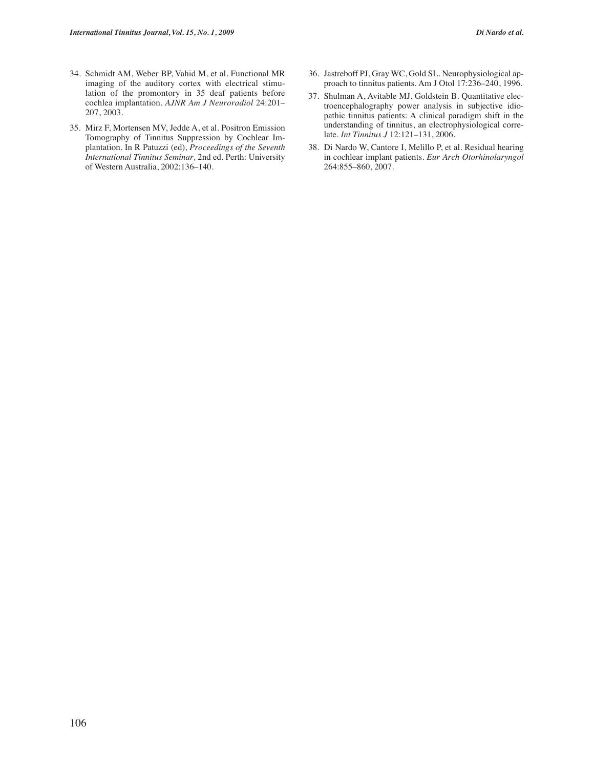34. Schmidt AM, Weber BP, Vahid M, et al. Functional MR imaging of the auditory cortex with electrical stimulation of the promontory in 35 deaf patients before cochlea implantation. *AJNR Am J Neuroradiol* 24:201–207, 2003.

35. Mirz F, Mortensen MV, Jedde A, et al. Positron Emission Tomography of Tinnitus Suppression by Cochlear Implantation. In R Patuzzi (ed), *Proceedings of the Seventh International Tinnitus Seminar,* 2nd ed. Perth: University of Western Australia, 2002:136–140.

36. Jastreboff PJ, Gray WC, Gold SL. Neurophysiological approach to tinnitus patients. Am J Otol 17:236–240, 1996.

37. Shulman A, Avitable MJ, Goldstein B. Quantitative electroencephalography power analysis in subjective idiopathic tinnitus patients: A clinical paradigm shift in the understanding of tinnitus, an electrophysiological correlate. *Int Tinnitus J* 12:121–131, 2006.

38. Di Nardo W, Cantore I, Melillo P, et al. Residual hearing in cochlear implant patients. *Eur Arch Otorhinolaryngol* 264:855–860, 2007.